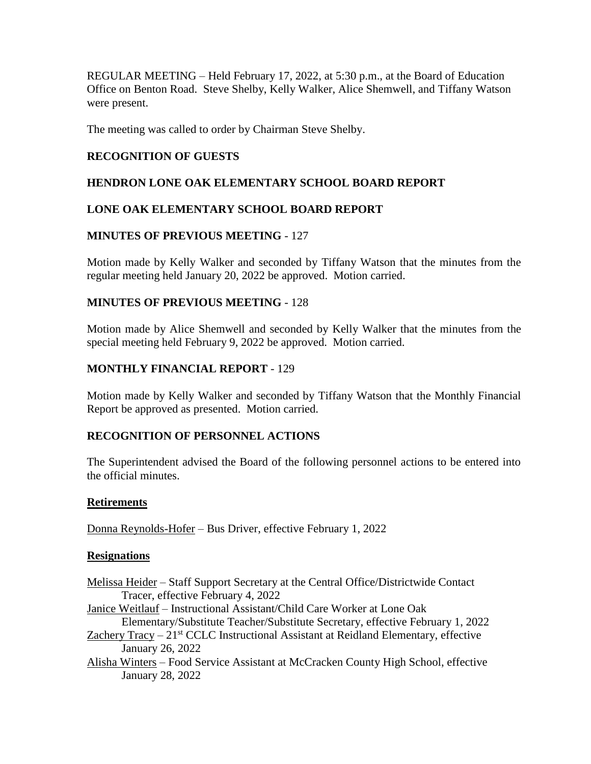REGULAR MEETING – Held February 17, 2022, at 5:30 p.m., at the Board of Education Office on Benton Road. Steve Shelby, Kelly Walker, Alice Shemwell, and Tiffany Watson were present.

The meeting was called to order by Chairman Steve Shelby.

**RECOGNITION OF GUESTS**

**HENDRON LONE OAK ELEMENTARY SCHOOL BOARD REPORT**

**LONE OAK ELEMENTARY SCHOOL BOARD REPORT**

**MINUTES OF PREVIOUS MEETING** - 127

Motion made by Kelly Walker and seconded by Tiffany Watson that the minutes from the regular meeting held January 20, 2022 be approved. Motion carried.

**MINUTES OF PREVIOUS MEETING** - 128

Motion made by Alice Shemwell and seconded by Kelly Walker that the minutes from the special meeting held February 9, 2022 be approved. Motion carried.

**MONTHLY FINANCIAL REPORT** - 129

Motion made by Kelly Walker and seconded by Tiffany Watson that the Monthly Financial Report be approved as presented. Motion carried.

**RECOGNITION OF PERSONNEL ACTIONS**

The Superintendent advised the Board of the following personnel actions to be entered into the official minutes.

**Retirements**

Donna Reynolds-Hofer – Bus Driver, effective February 1, 2022

**Resignations**

Melissa Heider – Staff Support Secretary at the Central Office/Districtwide Contact Tracer, effective February 4, 2022

Janice Weitlauf – Instructional Assistant/Child Care Worker at Lone Oak Elementary/Substitute Teacher/Substitute Secretary, effective February 1, 2022

Zachery Tracy – 21st CCLC Instructional Assistant at Reidland Elementary, effective January 26, 2022

Alisha Winters – Food Service Assistant at McCracken County High School, effective January 28, 2022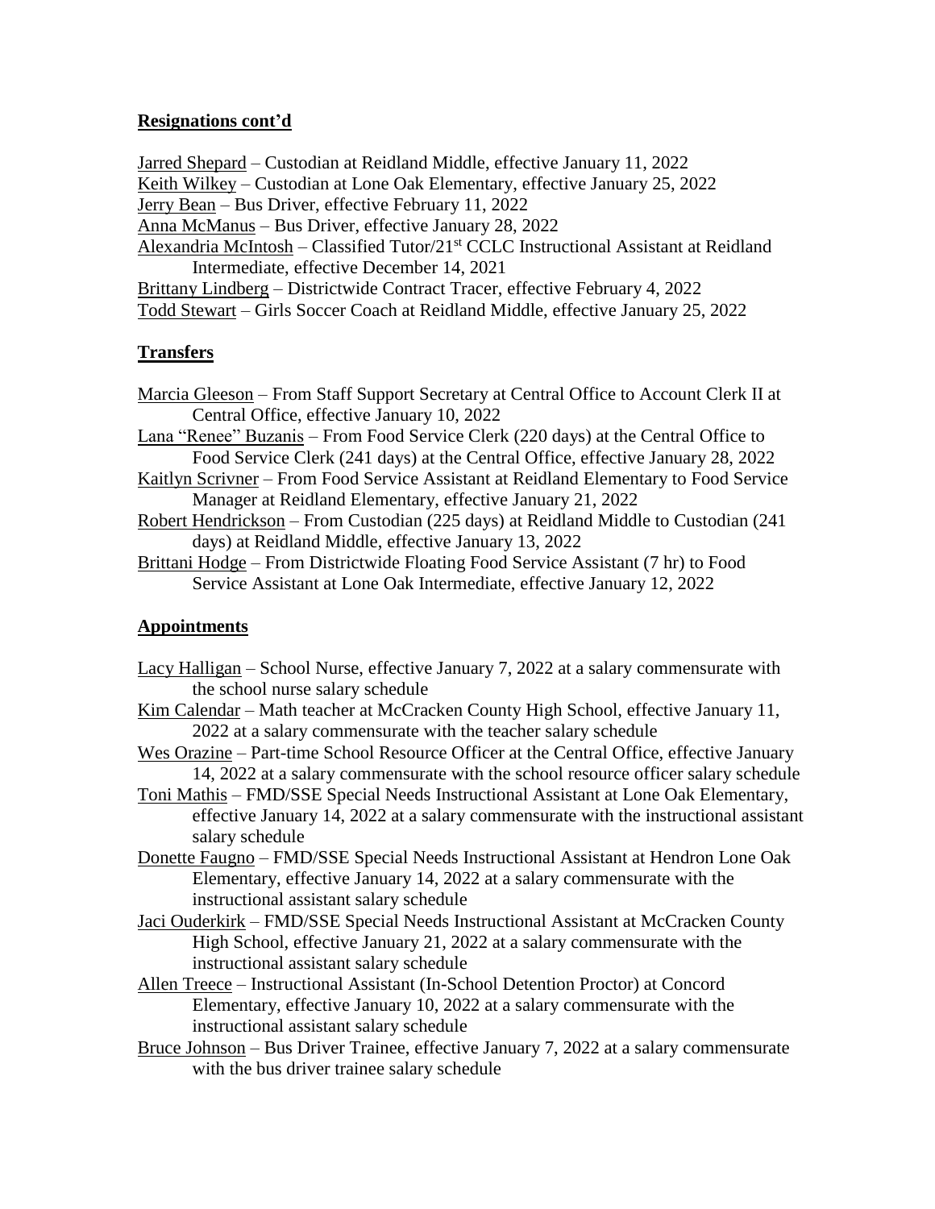## Resignations cont'd

Jarred Shepard – Custodian at Reidland Middle, effective January 11, 2022
Keith Wilkey – Custodian at Lone Oak Elementary, effective January 25, 2022
Jerry Bean – Bus Driver, effective February 11, 2022
Anna McManus – Bus Driver, effective January 28, 2022
Alexandria McIntosh – Classified Tutor/21st CCLC Instructional Assistant at Reidland Intermediate, effective December 14, 2021
Brittany Lindberg – Districtwide Contract Tracer, effective February 4, 2022
Todd Stewart – Girls Soccer Coach at Reidland Middle, effective January 25, 2022

## Transfers

Marcia Gleeson – From Staff Support Secretary at Central Office to Account Clerk II at Central Office, effective January 10, 2022
Lana "Renee" Buzanis – From Food Service Clerk (220 days) at the Central Office to Food Service Clerk (241 days) at the Central Office, effective January 28, 2022
Kaitlyn Scrivner – From Food Service Assistant at Reidland Elementary to Food Service Manager at Reidland Elementary, effective January 21, 2022
Robert Hendrickson – From Custodian (225 days) at Reidland Middle to Custodian (241 days) at Reidland Middle, effective January 13, 2022
Brittani Hodge – From Districtwide Floating Food Service Assistant (7 hr) to Food Service Assistant at Lone Oak Intermediate, effective January 12, 2022

## Appointments

Lacy Halligan – School Nurse, effective January 7, 2022 at a salary commensurate with the school nurse salary schedule
Kim Calendar – Math teacher at McCracken County High School, effective January 11, 2022 at a salary commensurate with the teacher salary schedule
Wes Orazine – Part-time School Resource Officer at the Central Office, effective January 14, 2022 at a salary commensurate with the school resource officer salary schedule
Toni Mathis – FMD/SSE Special Needs Instructional Assistant at Lone Oak Elementary, effective January 14, 2022 at a salary commensurate with the instructional assistant salary schedule
Donette Faugno – FMD/SSE Special Needs Instructional Assistant at Hendron Lone Oak Elementary, effective January 14, 2022 at a salary commensurate with the instructional assistant salary schedule
Jaci Ouderkirk – FMD/SSE Special Needs Instructional Assistant at McCracken County High School, effective January 21, 2022 at a salary commensurate with the instructional assistant salary schedule
Allen Treece – Instructional Assistant (In-School Detention Proctor) at Concord Elementary, effective January 10, 2022 at a salary commensurate with the instructional assistant salary schedule
Bruce Johnson – Bus Driver Trainee, effective January 7, 2022 at a salary commensurate with the bus driver trainee salary schedule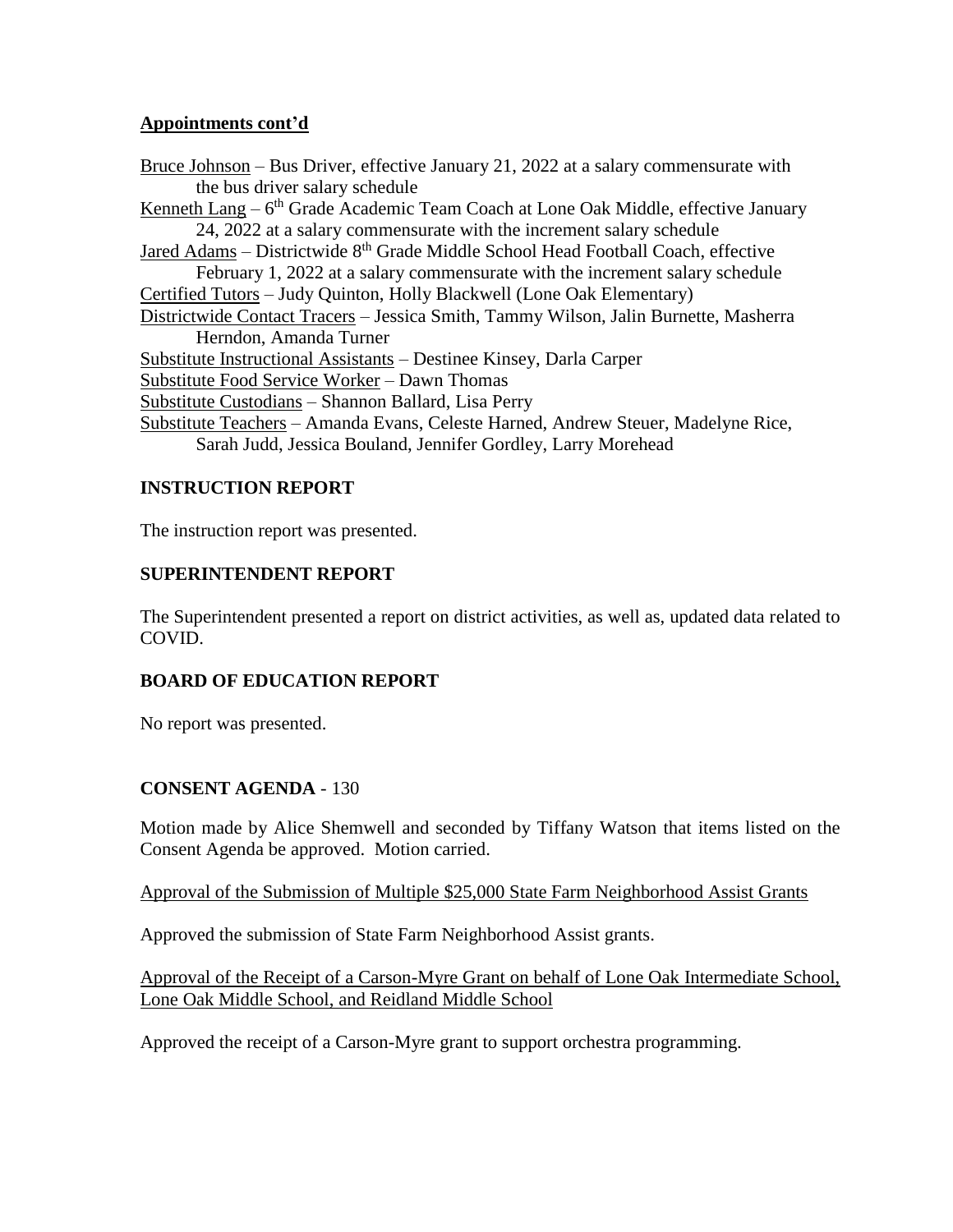**Appointments cont'd**

Bruce Johnson – Bus Driver, effective January 21, 2022 at a salary commensurate with the bus driver salary schedule
Kenneth Lang – 6th Grade Academic Team Coach at Lone Oak Middle, effective January 24, 2022 at a salary commensurate with the increment salary schedule
Jared Adams – Districtwide 8th Grade Middle School Head Football Coach, effective February 1, 2022 at a salary commensurate with the increment salary schedule
Certified Tutors – Judy Quinton, Holly Blackwell (Lone Oak Elementary)
Districtwide Contact Tracers – Jessica Smith, Tammy Wilson, Jalin Burnette, Masherra Herndon, Amanda Turner
Substitute Instructional Assistants – Destinee Kinsey, Darla Carper
Substitute Food Service Worker – Dawn Thomas
Substitute Custodians – Shannon Ballard, Lisa Perry
Substitute Teachers – Amanda Evans, Celeste Harned, Andrew Steuer, Madelyne Rice, Sarah Judd, Jessica Bouland, Jennifer Gordley, Larry Morehead

## INSTRUCTION REPORT

The instruction report was presented.

## SUPERINTENDENT REPORT

The Superintendent presented a report on district activities, as well as, updated data related to COVID.

## BOARD OF EDUCATION REPORT

No report was presented.

## CONSENT AGENDA - 130

Motion made by Alice Shemwell and seconded by Tiffany Watson that items listed on the Consent Agenda be approved. Motion carried.

Approval of the Submission of Multiple $25,000 State Farm Neighborhood Assist Grants

Approved the submission of State Farm Neighborhood Assist grants.

Approval of the Receipt of a Carson-Myre Grant on behalf of Lone Oak Intermediate School, Lone Oak Middle School, and Reidland Middle School

Approved the receipt of a Carson-Myre grant to support orchestra programming.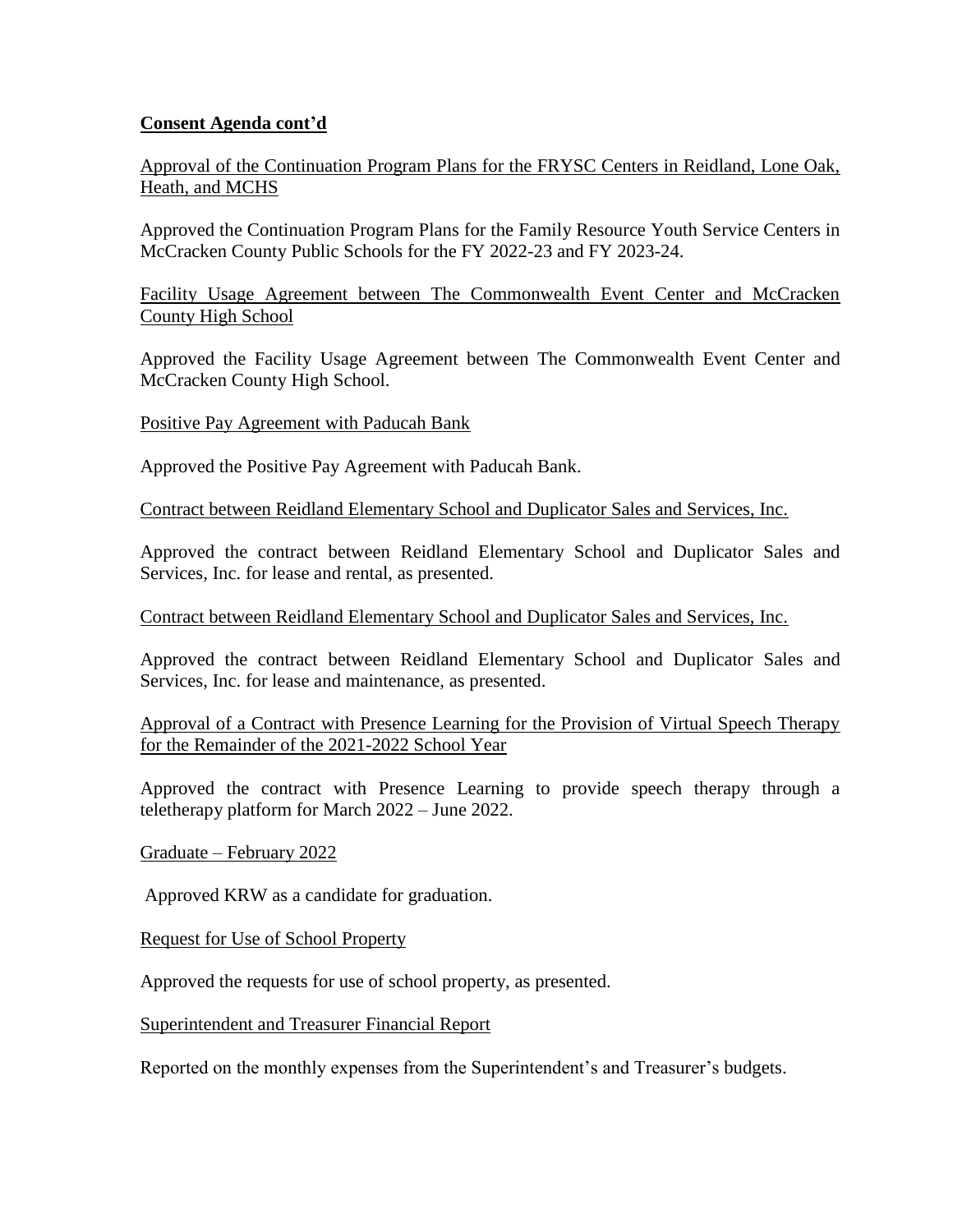**Consent Agenda cont'd**

Approval of the Continuation Program Plans for the FRYSC Centers in Reidland, Lone Oak, Heath, and MCHS

Approved the Continuation Program Plans for the Family Resource Youth Service Centers in McCracken County Public Schools for the FY 2022-23 and FY 2023-24.

Facility Usage Agreement between The Commonwealth Event Center and McCracken County High School

Approved the Facility Usage Agreement between The Commonwealth Event Center and McCracken County High School.

Positive Pay Agreement with Paducah Bank

Approved the Positive Pay Agreement with Paducah Bank.

Contract between Reidland Elementary School and Duplicator Sales and Services, Inc.

Approved the contract between Reidland Elementary School and Duplicator Sales and Services, Inc. for lease and rental, as presented.

Contract between Reidland Elementary School and Duplicator Sales and Services, Inc.

Approved the contract between Reidland Elementary School and Duplicator Sales and Services, Inc. for lease and maintenance, as presented.

Approval of a Contract with Presence Learning for the Provision of Virtual Speech Therapy for the Remainder of the 2021-2022 School Year

Approved the contract with Presence Learning to provide speech therapy through a teletherapy platform for March 2022 – June 2022.

Graduate – February 2022

Approved KRW as a candidate for graduation.

Request for Use of School Property

Approved the requests for use of school property, as presented.

Superintendent and Treasurer Financial Report

Reported on the monthly expenses from the Superintendent's and Treasurer's budgets.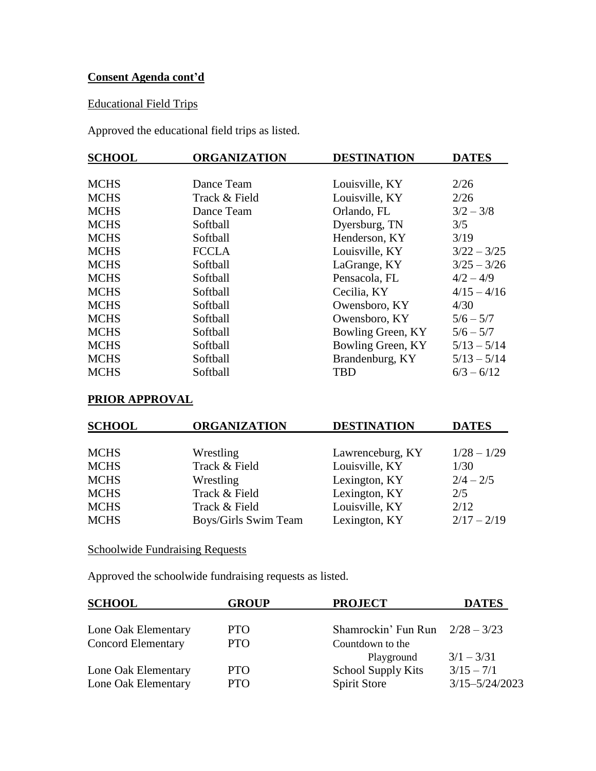**Consent Agenda cont'd**

Educational Field Trips

Approved the educational field trips as listed.

| SCHOOL | ORGANIZATION | DESTINATION | DATES |
|---|---|---|---|
| MCHS | Dance Team | Louisville, KY | 2/26 |
| MCHS | Track & Field | Louisville, KY | 2/26 |
| MCHS | Dance Team | Orlando, FL | 3/2 – 3/8 |
| MCHS | Softball | Dyersburg, TN | 3/5 |
| MCHS | Softball | Henderson, KY | 3/19 |
| MCHS | FCCLA | Louisville, KY | 3/22 – 3/25 |
| MCHS | Softball | LaGrange, KY | 3/25 – 3/26 |
| MCHS | Softball | Pensacola, FL | 4/2 – 4/9 |
| MCHS | Softball | Cecilia, KY | 4/15 – 4/16 |
| MCHS | Softball | Owensboro, KY | 4/30 |
| MCHS | Softball | Owensboro, KY | 5/6 – 5/7 |
| MCHS | Softball | Bowling Green, KY | 5/6 – 5/7 |
| MCHS | Softball | Bowling Green, KY | 5/13 – 5/14 |
| MCHS | Softball | Brandenburg, KY | 5/13 – 5/14 |
| MCHS | Softball | TBD | 6/3 – 6/12 |

**PRIOR APPROVAL**

| SCHOOL | ORGANIZATION | DESTINATION | DATES |
|---|---|---|---|
| MCHS | Wrestling | Lawrenceburg, KY | 1/28 – 1/29 |
| MCHS | Track & Field | Louisville, KY | 1/30 |
| MCHS | Wrestling | Lexington, KY | 2/4 – 2/5 |
| MCHS | Track & Field | Lexington, KY | 2/5 |
| MCHS | Track & Field | Louisville, KY | 2/12 |
| MCHS | Boys/Girls Swim Team | Lexington, KY | 2/17 – 2/19 |

Schoolwide Fundraising Requests

Approved the schoolwide fundraising requests as listed.

| SCHOOL | GROUP | PROJECT | DATES |
|---|---|---|---|
| Lone Oak Elementary | PTO | Shamrockin' Fun Run | 2/28 – 3/23 |
| Concord Elementary | PTO | Countdown to the Playground | 3/1 – 3/31 |
| Lone Oak Elementary | PTO | School Supply Kits | 3/15 – 7/1 |
| Lone Oak Elementary | PTO | Spirit Store | 3/15–5/24/2023 |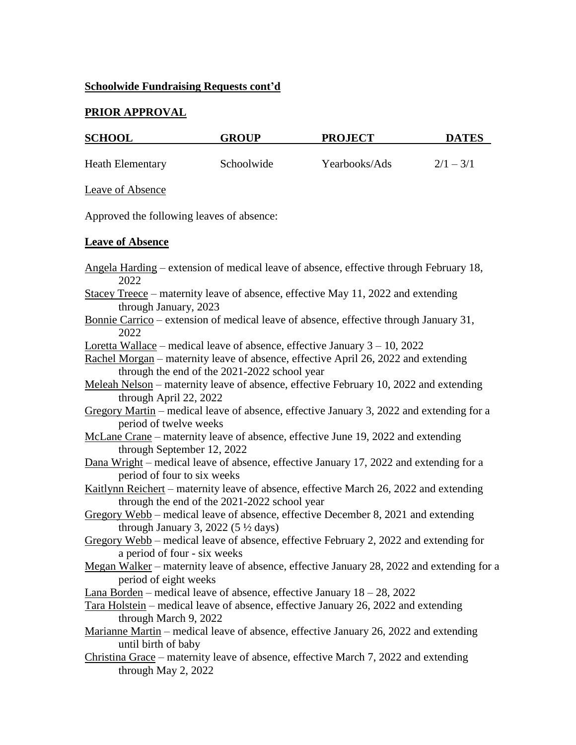**Schoolwide Fundraising Requests cont'd**

**PRIOR APPROVAL**

| SCHOOL | GROUP | PROJECT | DATES |
| --- | --- | --- | --- |
| Heath Elementary | Schoolwide | Yearbooks/Ads | 2/1 – 3/1 |

Leave of Absence

Approved the following leaves of absence:

**Leave of Absence**

Angela Harding – extension of medical leave of absence, effective through February 18, 2022

Stacey Treece – maternity leave of absence, effective May 11, 2022 and extending through January, 2023

Bonnie Carrico – extension of medical leave of absence, effective through January 31, 2022

Loretta Wallace – medical leave of absence, effective January 3 – 10, 2022

Rachel Morgan – maternity leave of absence, effective April 26, 2022 and extending through the end of the 2021-2022 school year

Meleah Nelson – maternity leave of absence, effective February 10, 2022 and extending through April 22, 2022

Gregory Martin – medical leave of absence, effective January 3, 2022 and extending for a period of twelve weeks

McLane Crane – maternity leave of absence, effective June 19, 2022 and extending through September 12, 2022

Dana Wright – medical leave of absence, effective January 17, 2022 and extending for a period of four to six weeks

Kaitlynn Reichert – maternity leave of absence, effective March 26, 2022 and extending through the end of the 2021-2022 school year

Gregory Webb – medical leave of absence, effective December 8, 2021 and extending through January 3, 2022 (5 ½ days)

Gregory Webb – medical leave of absence, effective February 2, 2022 and extending for a period of four - six weeks

Megan Walker – maternity leave of absence, effective January 28, 2022 and extending for a period of eight weeks

Lana Borden – medical leave of absence, effective January 18 – 28, 2022

Tara Holstein – medical leave of absence, effective January 26, 2022 and extending through March 9, 2022

Marianne Martin – medical leave of absence, effective January 26, 2022 and extending until birth of baby

Christina Grace – maternity leave of absence, effective March 7, 2022 and extending through May 2, 2022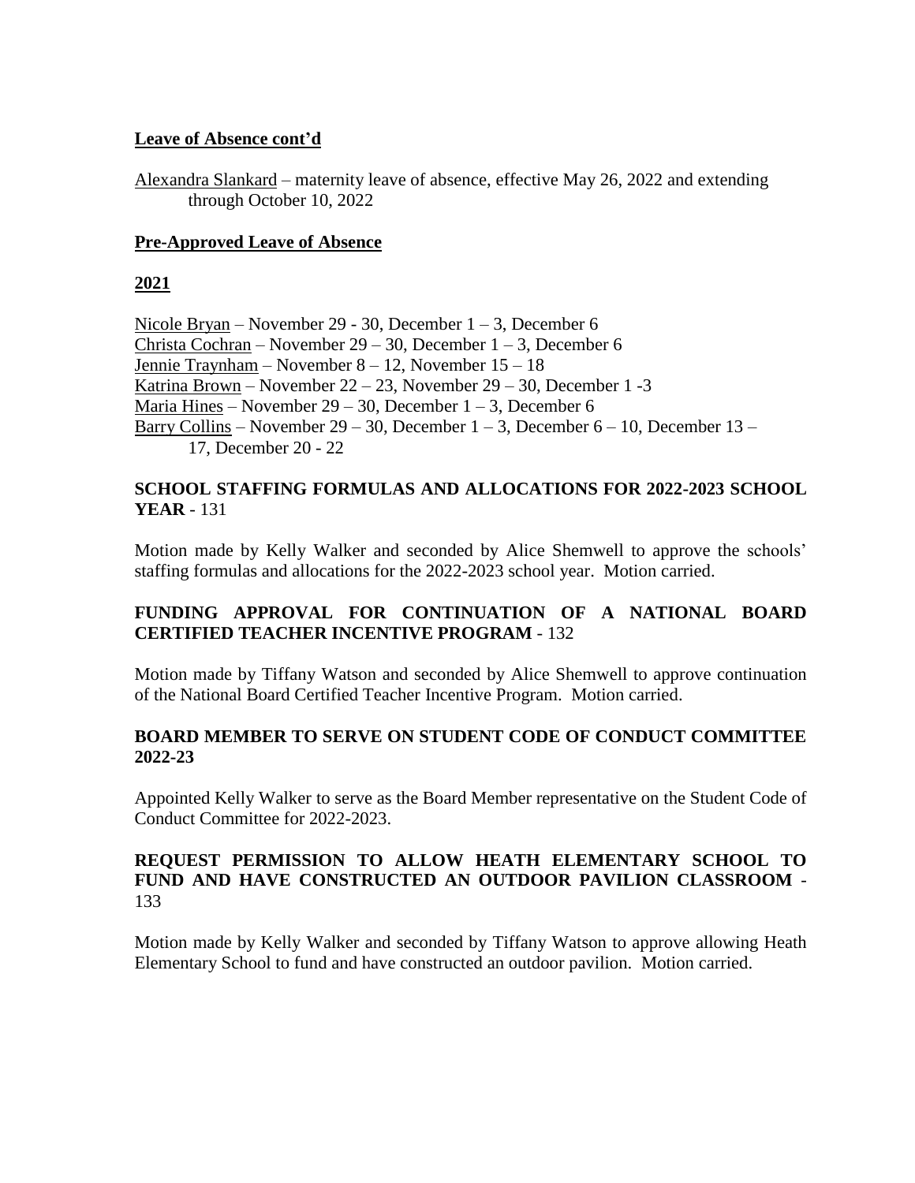**Leave of Absence cont'd**

Alexandra Slankard – maternity leave of absence, effective May 26, 2022 and extending through October 10, 2022

**Pre-Approved Leave of Absence**

**2021**

Nicole Bryan – November 29 - 30, December 1 – 3, December 6
Christa Cochran – November 29 – 30, December 1 – 3, December 6
Jennie Traynham – November 8 – 12, November 15 – 18
Katrina Brown – November 22 – 23, November 29 – 30, December 1 -3
Maria Hines – November 29 – 30, December 1 – 3, December 6
Barry Collins – November 29 – 30, December 1 – 3, December 6 – 10, December 13 – 17, December 20 - 22

**SCHOOL STAFFING FORMULAS AND ALLOCATIONS FOR 2022-2023 SCHOOL YEAR** - 131

Motion made by Kelly Walker and seconded by Alice Shemwell to approve the schools' staffing formulas and allocations for the 2022-2023 school year. Motion carried.

**FUNDING APPROVAL FOR CONTINUATION OF A NATIONAL BOARD CERTIFIED TEACHER INCENTIVE PROGRAM** - 132

Motion made by Tiffany Watson and seconded by Alice Shemwell to approve continuation of the National Board Certified Teacher Incentive Program. Motion carried.

**BOARD MEMBER TO SERVE ON STUDENT CODE OF CONDUCT COMMITTEE 2022-23**

Appointed Kelly Walker to serve as the Board Member representative on the Student Code of Conduct Committee for 2022-2023.

**REQUEST PERMISSION TO ALLOW HEATH ELEMENTARY SCHOOL TO FUND AND HAVE CONSTRUCTED AN OUTDOOR PAVILION CLASSROOM** - 133

Motion made by Kelly Walker and seconded by Tiffany Watson to approve allowing Heath Elementary School to fund and have constructed an outdoor pavilion. Motion carried.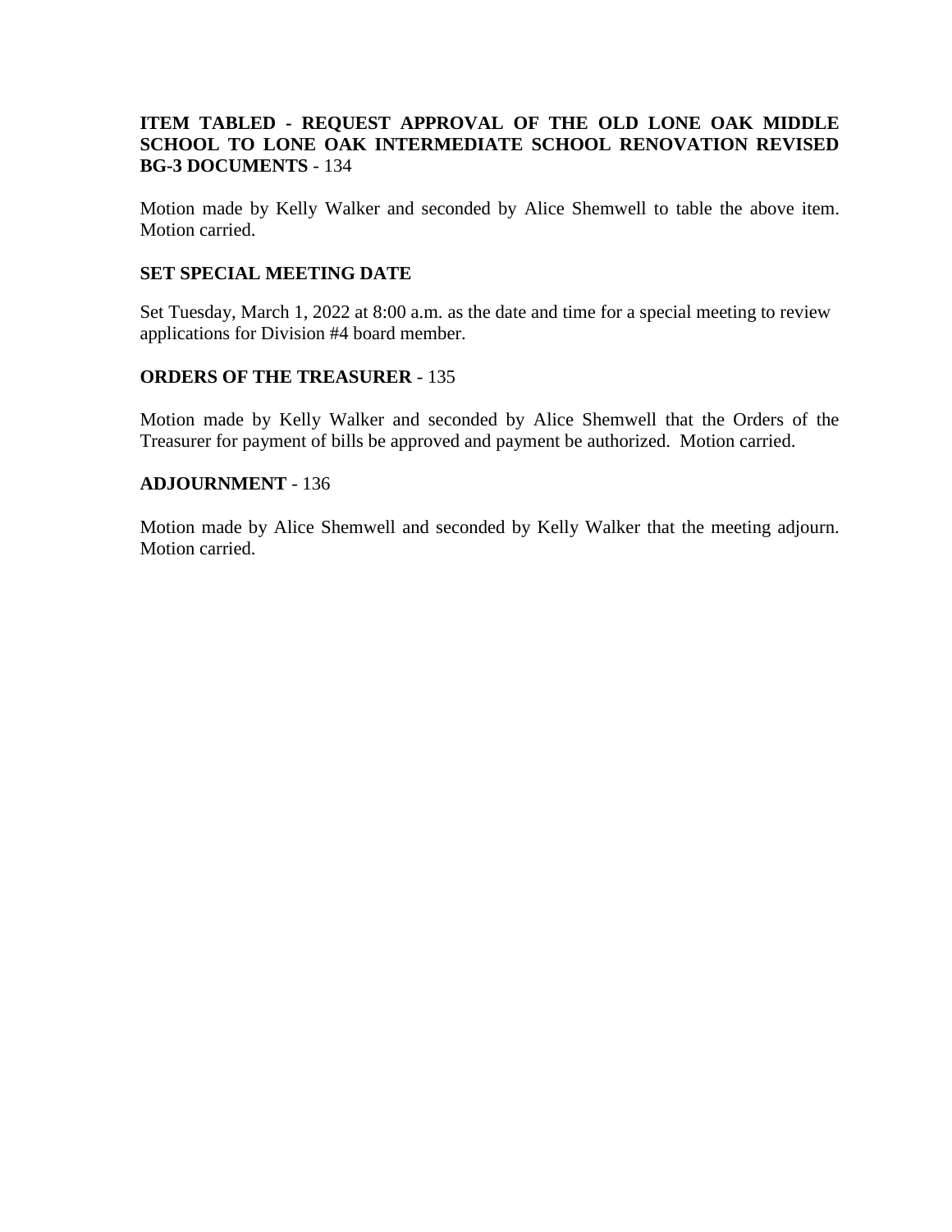**ITEM TABLED - REQUEST APPROVAL OF THE OLD LONE OAK MIDDLE SCHOOL TO LONE OAK INTERMEDIATE SCHOOL RENOVATION REVISED BG-3 DOCUMENTS** - 134

Motion made by Kelly Walker and seconded by Alice Shemwell to table the above item. Motion carried.

**SET SPECIAL MEETING DATE**

Set Tuesday, March 1, 2022 at 8:00 a.m. as the date and time for a special meeting to review applications for Division #4 board member.

**ORDERS OF THE TREASURER** - 135

Motion made by Kelly Walker and seconded by Alice Shemwell that the Orders of the Treasurer for payment of bills be approved and payment be authorized. Motion carried.

**ADJOURNMENT** - 136

Motion made by Alice Shemwell and seconded by Kelly Walker that the meeting adjourn. Motion carried.